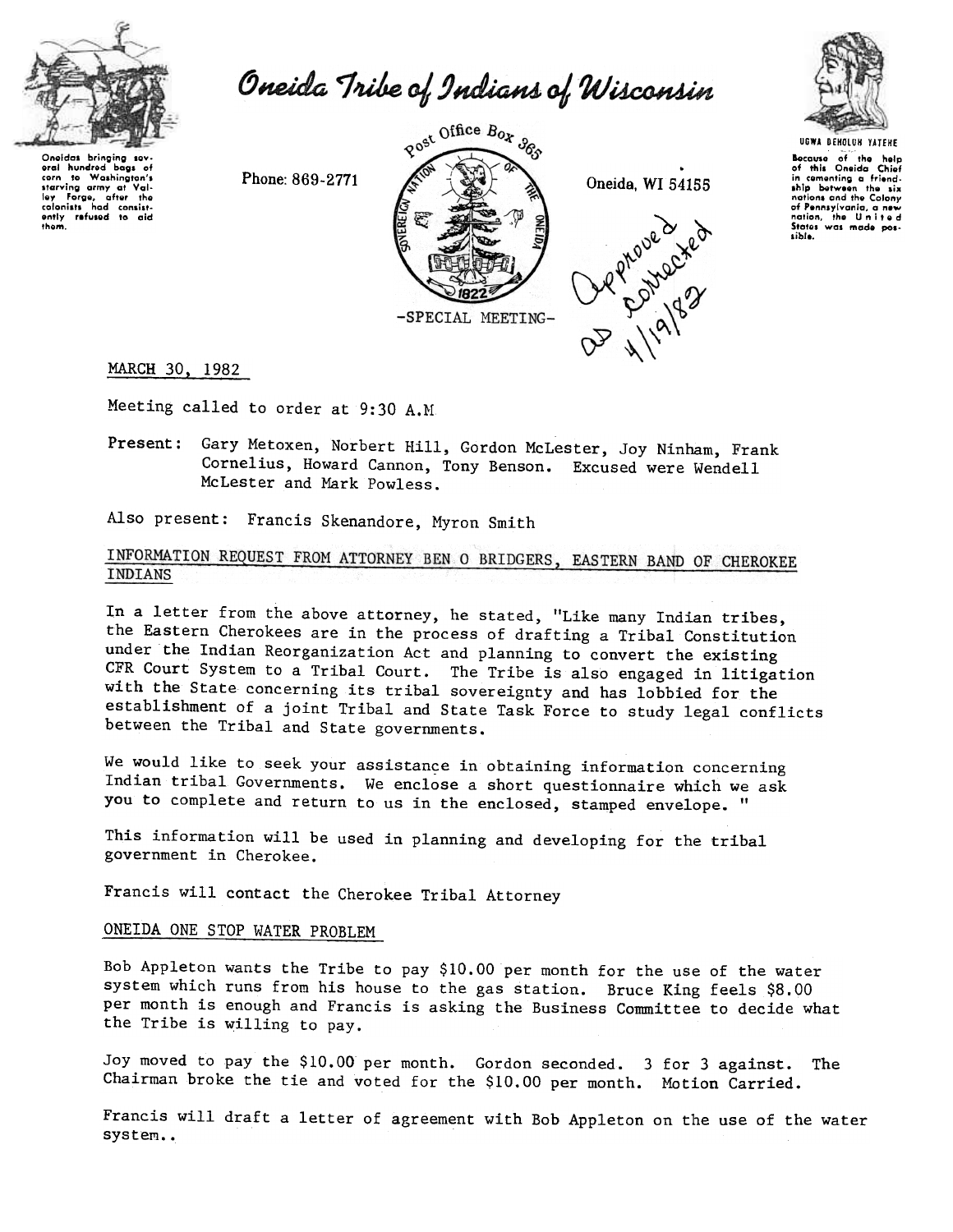# Oneida Tribe of Indians of Wisconsin

Oneidas bringing several hundred bags of corn to Washington's starving army at Valley Forge, after the colonists had consistently refused to aid them.

Phone: 869-2771

Post Office Box 365

Oneida, WI 54155

UGWA DEHOLUH YATEHE

Because of the help of this Oneida Chief in cementing a friendship between the six nations and the Colony of Pennsylvania, a new nation, the United States was made possible.

-SPECIAL MEETING-

Approved as corrected 4/19/82

MARCH 30, 1982

Meeting called to order at 9:30 A.M

Present: Gary Metoxen, Norbert Hill, Gordon McLester, Joy Ninham, Frank Cornelius, Howard Cannon, Tony Benson. Excused were Wendell McLester and Mark Powless.

Also present: Francis Skenandore, Myron Smith

## INFORMATION REQUEST FROM ATTORNEY BEN O BRIDGERS, EASTERN BAND OF CHEROKEE INDIANS

In a letter from the above attorney, he stated, "Like many Indian tribes, the Eastern Cherokees are in the process of drafting a Tribal Constitution under the Indian Reorganization Act and planning to convert the existing CFR Court System to a Tribal Court. The Tribe is also engaged in litigation with the State concerning its tribal sovereignty and has lobbied for the establishment of a joint Tribal and State Task Force to study legal conflicts between the Tribal and State governments.

We would like to seek your assistance in obtaining information concerning Indian tribal Governments. We enclose a short questionnaire which we ask you to complete and return to us in the enclosed, stamped envelope. "

This information will be used in planning and developing for the tribal government in Cherokee.

Francis will contact the Cherokee Tribal Attorney

## ONEIDA ONE STOP WATER PROBLEM

Bob Appleton wants the Tribe to pay $10.00 per month for the use of the water system which runs from his house to the gas station. Bruce King feels $8.00 per month is enough and Francis is asking the Business Committee to decide what the Tribe is willing to pay.

Joy moved to pay the $10.00 per month. Gordon seconded. 3 for 3 against. The Chairman broke the tie and voted for the $10.00 per month. Motion Carried.

Francis will draft a letter of agreement with Bob Appleton on the use of the water system..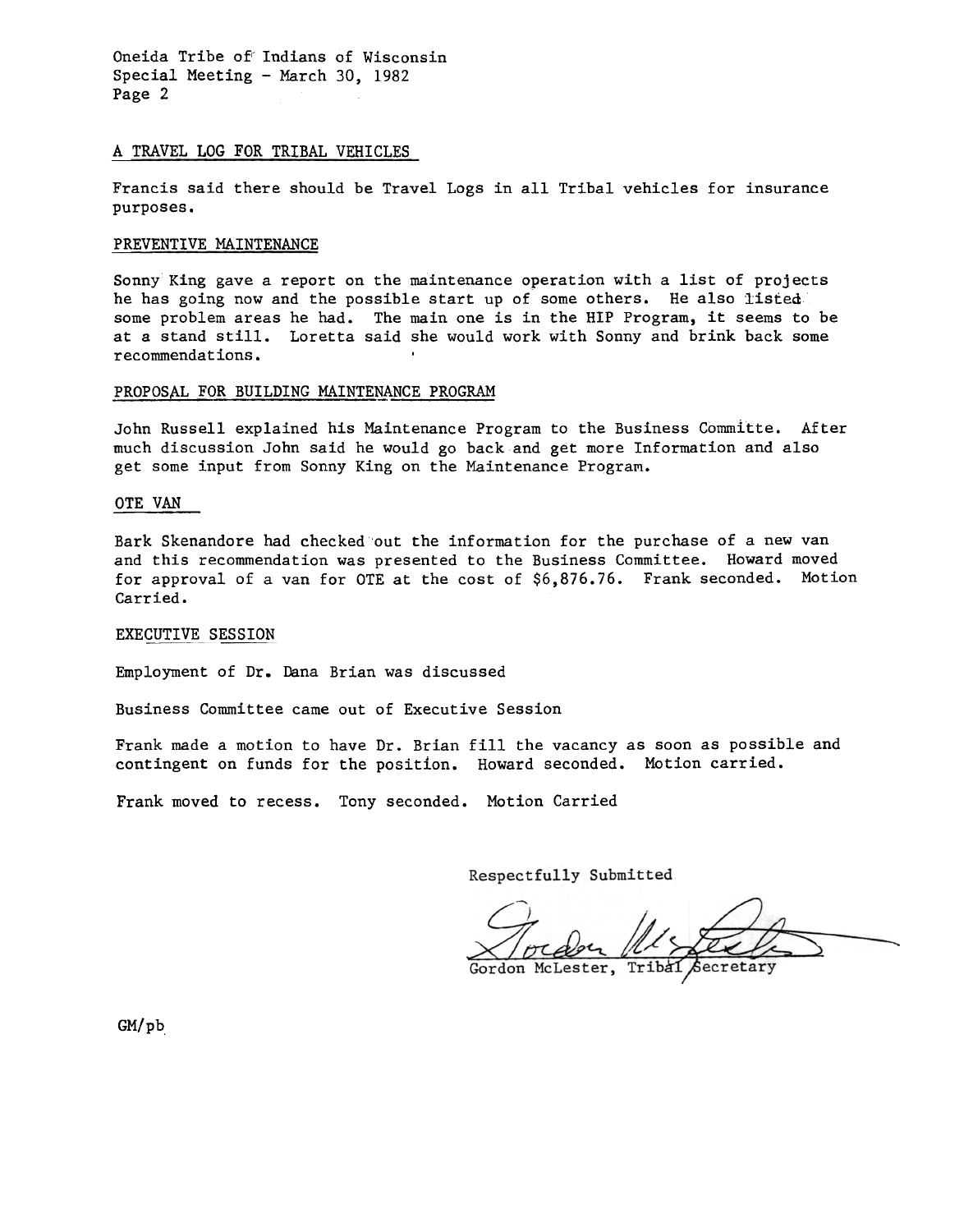## A TRAVEL LOG FOR TRIBAL VEHICLES

Francis said there should be Travel Logs in all Tribal vehicles for insurance purposes.

## PREVENTIVE MAINTENANCE

Sonny King gave a report on the maintenance operation with a list of projects he has going now and the possible start up of some others. He also listed some problem areas he had. The main one is in the HIP Program, it seems to be at a stand still. Loretta said she would work with Sonny and brink back some recommendations.

## PROPOSAL FOR BUILDING MAINTENANCE PROGRAM

John Russell explained his Maintenance Program to the Business Committe. After much discussion John said he would go back and get more Information and also get some input from Sonny King on the Maintenance Program.

## OTE VAN

Bark Skenandore had checked out the information for the purchase of a new van and this recommendation was presented to the Business Committee. Howard moved for approval of a van for OTE at the cost of $6,876.76. Frank seconded. Motion Carried.

## EXECUTIVE SESSION

Employment of Dr. Dana Brian was discussed

Business Committee came out of Executive Session

Frank made a motion to have Dr. Brian fill the vacancy as soon as possible and contingent on funds for the position. Howard seconded. Motion carried.

Frank moved to recess. Tony seconded. Motion Carried

Respectfully Submitted

Gordon McLester, Tribal Secretary

GM/pb